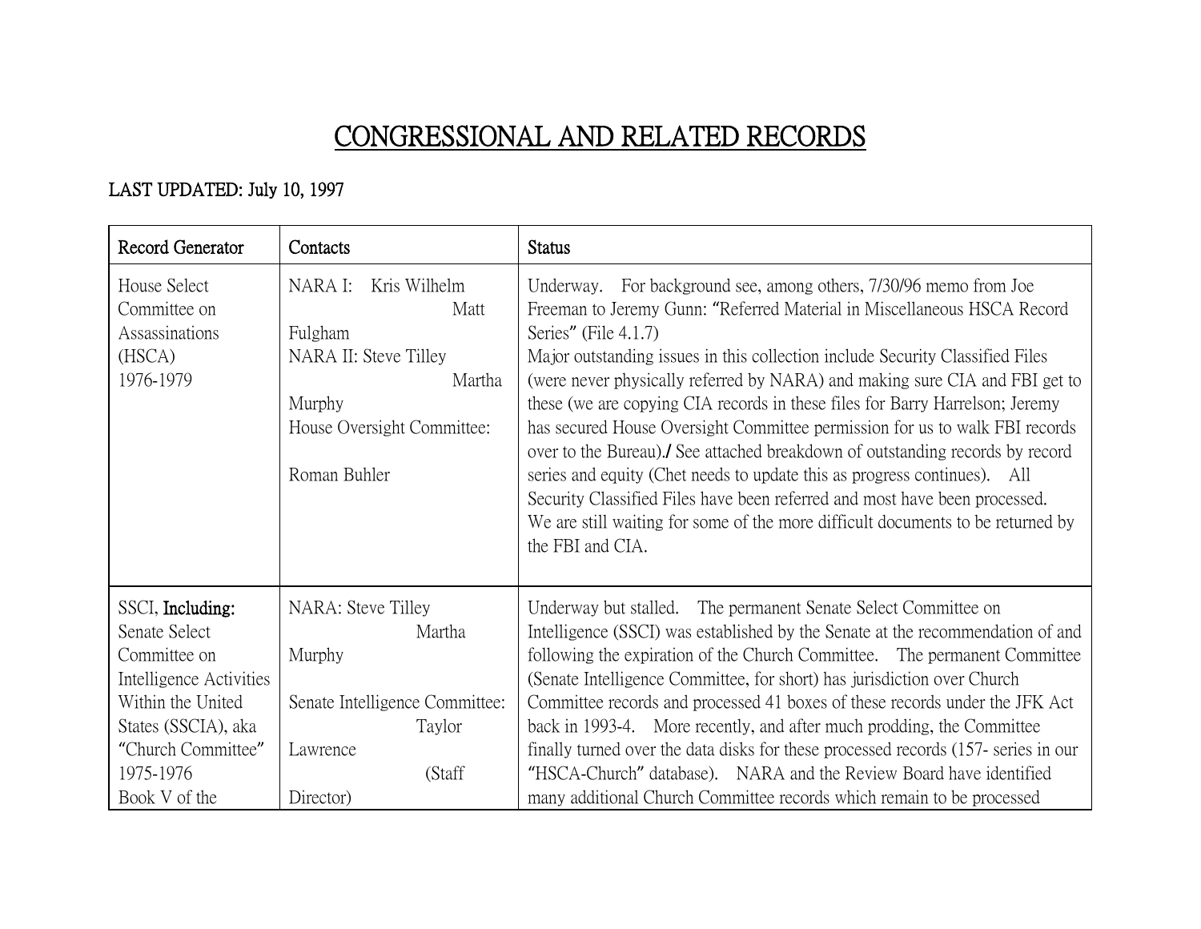# CONGRESSIONAL AND RELATED RECORDS

**LAST UPDATED: July 10, 1997**

| Record Generator | Contacts | Status |
|---|---|---|
| House Select Committee on Assassinations (HSCA) 1976-1979 | NARA I: Kris Wilhelm Matt Fulgham<br>NARA II: Steve Tilley Martha Murphy<br>House Oversight Committee:<br><br>Roman Buhler | Underway. For background see, among others, 7/30/96 memo from Joe Freeman to Jeremy Gunn: "Referred Material in Miscellaneous HSCA Record Series" (File 4.1.7)<br>Major outstanding issues in this collection include Security Classified Files (were never physically referred by NARA) and making sure CIA and FBI get to these (we are copying CIA records in these files for Barry Harrelson; Jeremy has secured House Oversight Committee permission for us to walk FBI records over to the Bureau)./ See attached breakdown of outstanding records by record series and equity (Chet needs to update this as progress continues). All Security Classified Files have been referred and most have been processed. We are still waiting for some of the more difficult documents to be returned by the FBI and CIA. |
| SSCI, **Including:** Senate Select Committee on Intelligence Activities Within the United States (SSCIA), aka "Church Committee" 1975-1976 Book V of the | NARA: Steve Tilley Martha Murphy<br><br>Senate Intelligence Committee: Taylor Lawrence (Staff Director) | Underway but stalled. The permanent Senate Select Committee on Intelligence (SSCI) was established by the Senate at the recommendation of and following the expiration of the Church Committee. The permanent Committee (Senate Intelligence Committee, for short) has jurisdiction over Church Committee records and processed 41 boxes of these records under the JFK Act back in 1993-4. More recently, and after much prodding, the Committee finally turned over the data disks for these processed records (157- series in our "HSCA-Church" database). NARA and the Review Board have identified many additional Church Committee records which remain to be processed |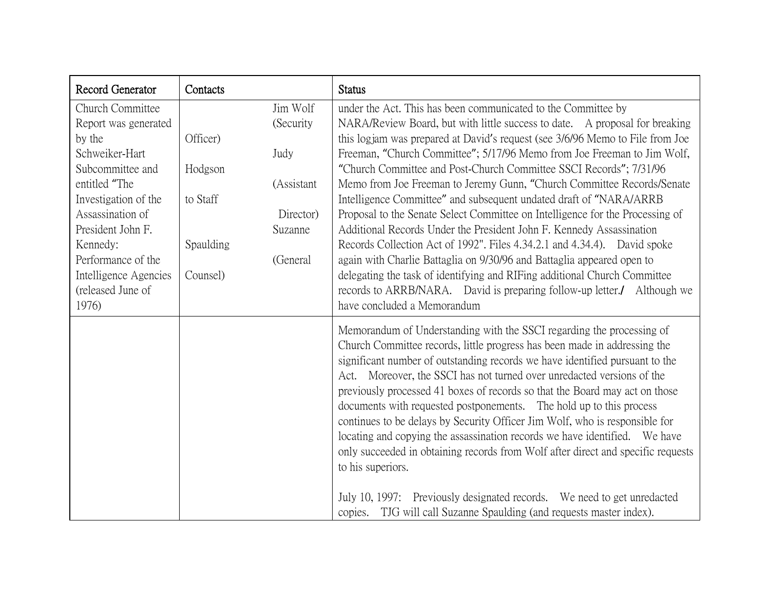| Record Generator | Contacts | Status |
|---|---|---|
| Church Committee Report was generated by the Schweiker-Hart Subcommittee and entitled "The Investigation of the Assassination of President John F. Kennedy: Performance of the Intelligence Agencies (released June of 1976) | Jim Wolf (Security Officer) Judy Hodgson (Assistant to Staff Director) Suzanne Spaulding (General Counsel) | under the Act. This has been communicated to the Committee by NARA/Review Board, but with little success to date. A proposal for breaking this logjam was prepared at David's request (see 3/6/96 Memo to File from Joe Freeman, "Church Committee"; 5/17/96 Memo from Joe Freeman to Jim Wolf, "Church Committee and Post-Church Committee SSCI Records"; 7/31/96 Memo from Joe Freeman to Jeremy Gunn, "Church Committee Records/Senate Intelligence Committee" and subsequent undated draft of "NARA/ARRB Proposal to the Senate Select Committee on Intelligence for the Processing of Additional Records Under the President John F. Kennedy Assassination Records Collection Act of 1992". Files 4.34.2.1 and 4.34.4). David spoke again with Charlie Battaglia on 9/30/96 and Battaglia appeared open to delegating the task of identifying and RIFing additional Church Committee records to ARRB/NARA. David is preparing follow-up letter./ Although we have concluded a Memorandum |
| | | Memorandum of Understanding with the SSCI regarding the processing of Church Committee records, little progress has been made in addressing the significant number of outstanding records we have identified pursuant to the Act. Moreover, the SSCI has not turned over unredacted versions of the previously processed 41 boxes of records so that the Board may act on those documents with requested postponements. The hold up to this process continues to be delays by Security Officer Jim Wolf, who is responsible for locating and copying the assassination records we have identified. We have only succeeded in obtaining records from Wolf after direct and specific requests to his superiors.<br><br>July 10, 1997: Previously designated records. We need to get unredacted copies. TJG will call Suzanne Spaulding (and requests master index). |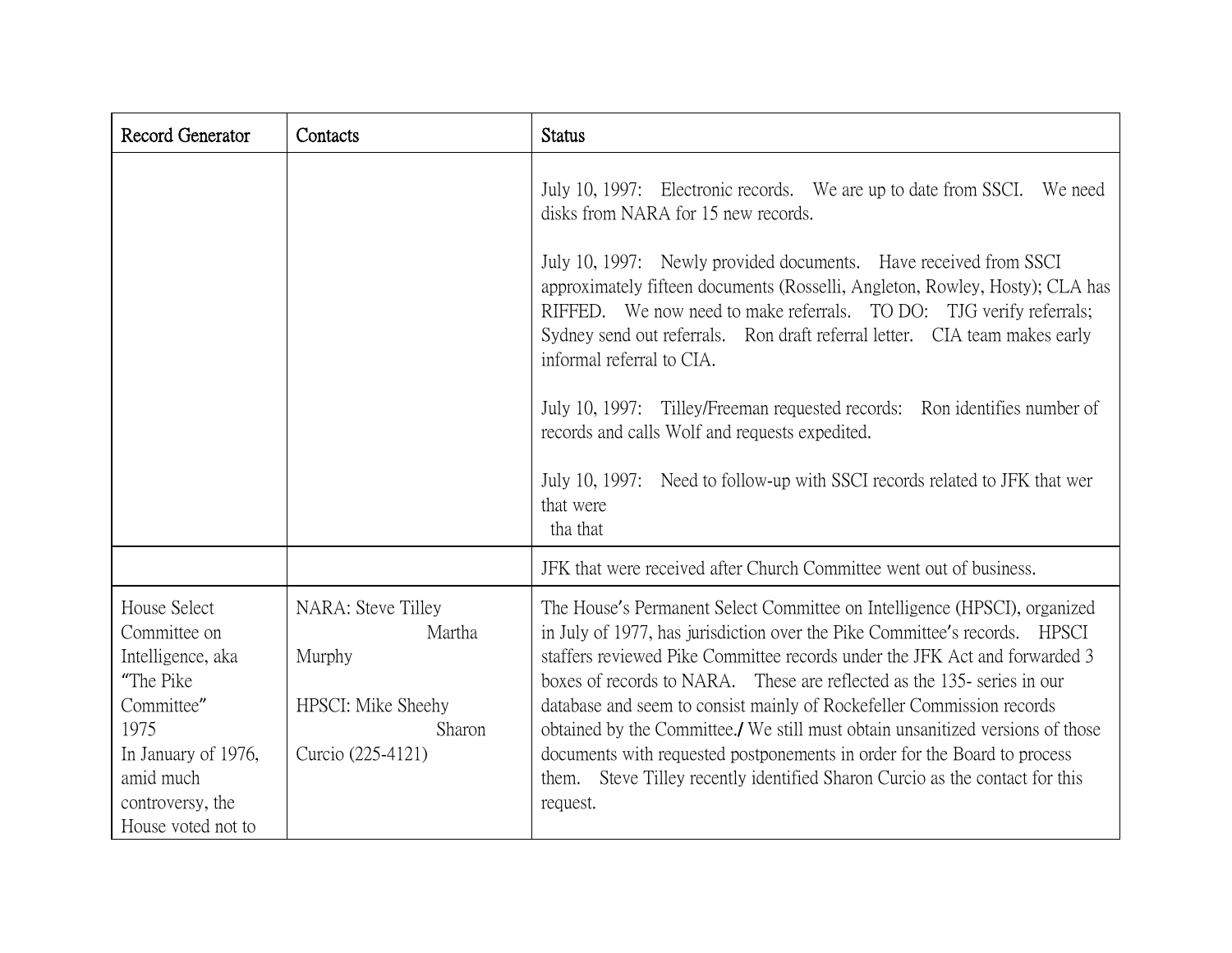| Record Generator | Contacts | Status |
|---|---|---|
| | | July 10, 1997: Electronic records. We are up to date from SSCI. We need disks from NARA for 15 new records.<br><br>July 10, 1997: Newly provided documents. Have received from SSCI approximately fifteen documents (Rosselli, Angleton, Rowley, Hosty); CLA has RIFFED. We now need to make referrals. TO DO: TJG verify referrals; Sydney send out referrals. Ron draft referral letter. CIA team makes early informal referral to CIA.<br><br>July 10, 1997: Tilley/Freeman requested records: Ron identifies number of records and calls Wolf and requests expedited.<br><br>July 10, 1997: Need to follow-up with SSCI records related to JFK that wer that were<br>tha that |
| | | JFK that were received after Church Committee went out of business. |
| House Select Committee on Intelligence, aka "The Pike Committee"<br>1975<br>In January of 1976, amid much controversy, the House voted not to | NARA: Steve Tilley<br>Martha Murphy<br><br>HPSCI: Mike Sheehy<br>Sharon Curcio (225-4121) | The House's Permanent Select Committee on Intelligence (HPSCI), organized in July of 1977, has jurisdiction over the Pike Committee's records. HPSCI staffers reviewed Pike Committee records under the JFK Act and forwarded 3 boxes of records to NARA. These are reflected as the 135- series in our database and seem to consist mainly of Rockefeller Commission records obtained by the Committee./ We still must obtain unsanitized versions of those documents with requested postponements in order for the Board to process them. Steve Tilley recently identified Sharon Curcio as the contact for this request. |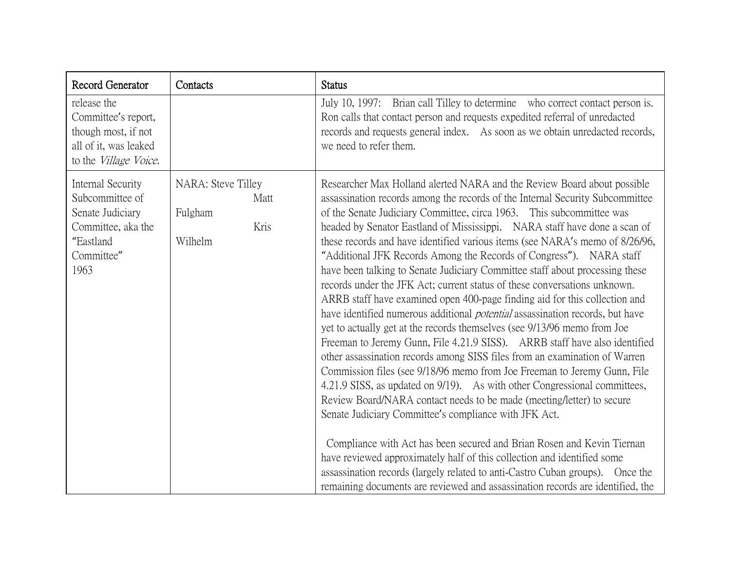| Record Generator | Contacts | Status |
|---|---|---|
| release the Committee's report, though most, if not all of it, was leaked to the *Village Voice.* | | July 10, 1997: Brian call Tilley to determine who correct contact person is. Ron calls that contact person and requests expedited referral of unredacted records and requests general index. As soon as we obtain unredacted records, we need to refer them. |
| Internal Security Subcommittee of Senate Judiciary Committee, aka the "Eastland Committee" 1963 | NARA: Steve Tilley<br>Matt Fulgham<br>Kris Wilhelm | Researcher Max Holland alerted NARA and the Review Board about possible assassination records among the records of the Internal Security Subcommittee of the Senate Judiciary Committee, circa 1963. This subcommittee was headed by Senator Eastland of Mississippi. NARA staff have done a scan of these records and have identified various items (see NARA's memo of 8/26/96, "Additional JFK Records Among the Records of Congress"). NARA staff have been talking to Senate Judiciary Committee staff about processing these records under the JFK Act; current status of these conversations unknown. ARRB staff have examined open 400-page finding aid for this collection and have identified numerous additional *potential* assassination records, but have yet to actually get at the records themselves (see 9/13/96 memo from Joe Freeman to Jeremy Gunn, File 4.21.9 SISS). ARRB staff have also identified other assassination records among SISS files from an examination of Warren Commission files (see 9/18/96 memo from Joe Freeman to Jeremy Gunn, File 4.21.9 SISS, as updated on 9/19). As with other Congressional committees, Review Board/NARA contact needs to be made (meeting/letter) to secure Senate Judiciary Committee's compliance with JFK Act.<br><br>Compliance with Act has been secured and Brian Rosen and Kevin Tiernan have reviewed approximately half of this collection and identified some assassination records (largely related to anti-Castro Cuban groups). Once the remaining documents are reviewed and assassination records are identified, the |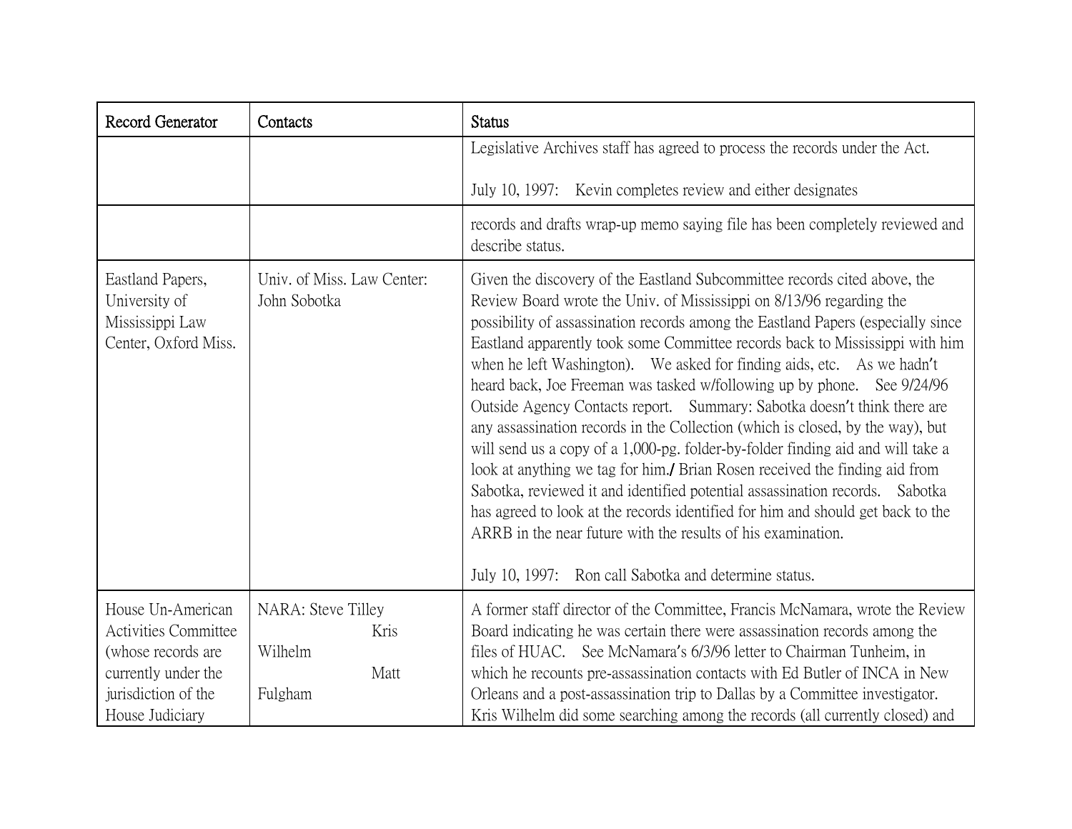| Record Generator | Contacts | Status |
| --- | --- | --- |
| | | Legislative Archives staff has agreed to process the records under the Act.<br><br>July 10, 1997: Kevin completes review and either designates |
| | | records and drafts wrap-up memo saying file has been completely reviewed and describe status. |
| Eastland Papers, University of Mississippi Law Center, Oxford Miss. | Univ. of Miss. Law Center: John Sobotka | Given the discovery of the Eastland Subcommittee records cited above, the Review Board wrote the Univ. of Mississippi on 8/13/96 regarding the possibility of assassination records among the Eastland Papers (especially since Eastland apparently took some Committee records back to Mississippi with him when he left Washington). We asked for finding aids, etc. As we hadn't heard back, Joe Freeman was tasked w/following up by phone. See 9/24/96 Outside Agency Contacts report. Summary: Sabotka doesn't think there are any assassination records in the Collection (which is closed, by the way), but will send us a copy of a 1,000-pg. folder-by-folder finding aid and will take a look at anything we tag for him./ Brian Rosen received the finding aid from Sabotka, reviewed it and identified potential assassination records. Sabotka has agreed to look at the records identified for him and should get back to the ARRB in the near future with the results of his examination.<br><br>July 10, 1997: Ron call Sabotka and determine status. |
| House Un-American Activities Committee (whose records are currently under the jurisdiction of the House Judiciary | NARA: Steve Tilley<br>Kris Wilhelm<br>Matt Fulgham | A former staff director of the Committee, Francis McNamara, wrote the Review Board indicating he was certain there were assassination records among the files of HUAC. See McNamara's 6/3/96 letter to Chairman Tunheim, in which he recounts pre-assassination contacts with Ed Butler of INCA in New Orleans and a post-assassination trip to Dallas by a Committee investigator. Kris Wilhelm did some searching among the records (all currently closed) and |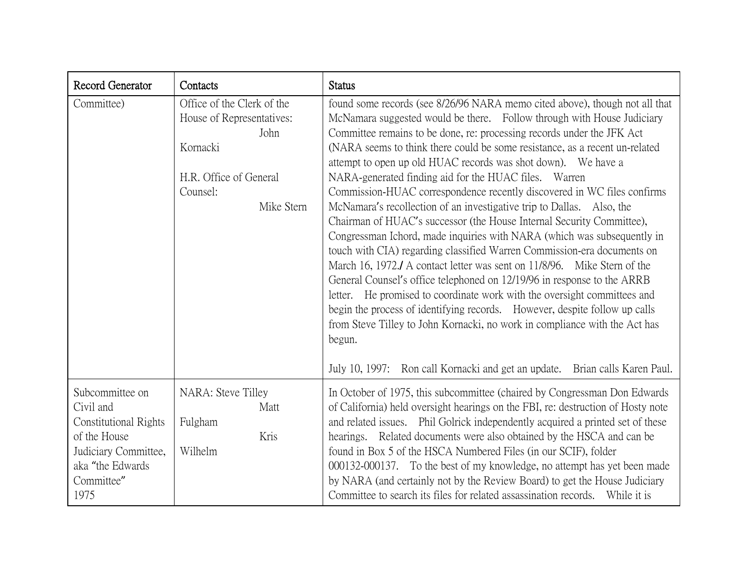| Record Generator | Contacts | Status |
|---|---|---|
| Committee) | Office of the Clerk of the House of Representatives: John Kornacki<br><br>H.R. Office of General Counsel: Mike Stern | found some records (see 8/26/96 NARA memo cited above), though not all that McNamara suggested would be there. Follow through with House Judiciary Committee remains to be done, re: processing records under the JFK Act (NARA seems to think there could be some resistance, as a recent un-related attempt to open up old HUAC records was shot down). We have a NARA-generated finding aid for the HUAC files. Warren Commission-HUAC correspondence recently discovered in WC files confirms McNamara's recollection of an investigative trip to Dallas. Also, the Chairman of HUAC's successor (the House Internal Security Committee), Congressman Ichord, made inquiries with NARA (which was subsequently in touch with CIA) regarding classified Warren Commission-era documents on March 16, 1972./ A contact letter was sent on 11/8/96. Mike Stern of the General Counsel's office telephoned on 12/19/96 in response to the ARRB letter. He promised to coordinate work with the oversight committees and begin the process of identifying records. However, despite follow up calls from Steve Tilley to John Kornacki, no work in compliance with the Act has begun.<br><br>July 10, 1997: Ron call Kornacki and get an update. Brian calls Karen Paul. |
| Subcommittee on Civil and Constitutional Rights of the House Judiciary Committee, aka "the Edwards Committee"<br>1975 | NARA: Steve Tilley<br>Matt Fulgham<br>Kris Wilhelm | In October of 1975, this subcommittee (chaired by Congressman Don Edwards of California) held oversight hearings on the FBI, re: destruction of Hosty note and related issues. Phil Golrick independently acquired a printed set of these hearings. Related documents were also obtained by the HSCA and can be found in Box 5 of the HSCA Numbered Files (in our SCIF), folder 000132-000137. To the best of my knowledge, no attempt has yet been made by NARA (and certainly not by the Review Board) to get the House Judiciary Committee to search its files for related assassination records. While it is |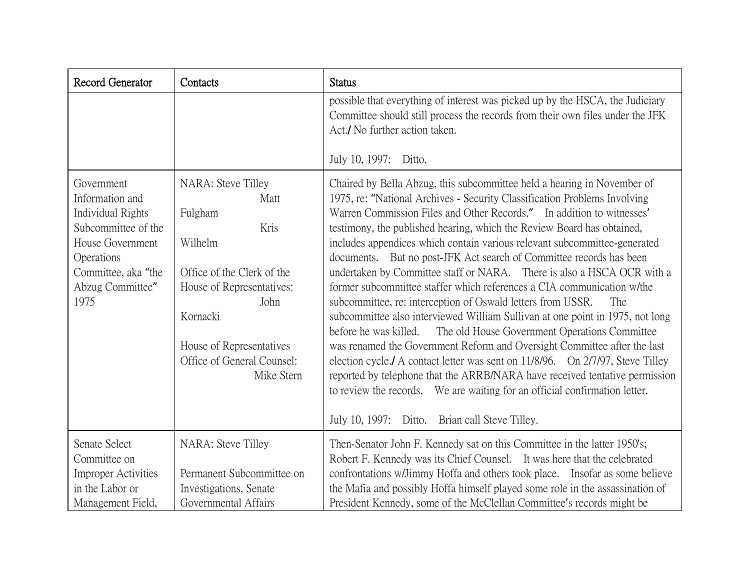| Record Generator | Contacts | Status |
|---|---|---|
| | | possible that everything of interest was picked up by the HSCA, the Judiciary Committee should still process the records from their own files under the JFK Act./ No further action taken.<br><br>July 10, 1997: Ditto. |
| Government Information and Individual Rights Subcommittee of the House Government Operations Committee, aka "the Abzug Committee" 1975 | NARA: Steve Tilley<br>Matt Fulgham<br>Kris Wilhelm<br><br>Office of the Clerk of the House of Representatives:<br>John Kornacki<br><br>House of Representatives Office of General Counsel:<br>Mike Stern | Chaired by Bella Abzug, this subcommittee held a hearing in November of 1975, re: "National Archives - Security Classification Problems Involving Warren Commission Files and Other Records." In addition to witnesses' testimony, the published hearing, which the Review Board has obtained, includes appendices which contain various relevant subcommittee-generated documents. But no post-JFK Act search of Committee records has been undertaken by Committee staff or NARA. There is also a HSCA OCR with a former subcommittee staffer which references a CIA communication w/the subcommittee, re: interception of Oswald letters from USSR. The subcommittee also interviewed William Sullivan at one point in 1975, not long before he was killed. The old House Government Operations Committee was renamed the Government Reform and Oversight Committee after the last election cycle./ A contact letter was sent on 11/8/96. On 2/7/97, Steve Tilley reported by telephone that the ARRB/NARA have received tentative permission to review the records. We are waiting for an official confirmation letter.<br><br>July 10, 1997: Ditto. Brian call Steve Tilley. |
| Senate Select Committee on Improper Activities in the Labor or Management Field, | NARA: Steve Tilley<br><br>Permanent Subcommittee on Investigations, Senate Governmental Affairs | Then-Senator John F. Kennedy sat on this Committee in the latter 1950's; Robert F. Kennedy was its Chief Counsel. It was here that the celebrated confrontations w/Jimmy Hoffa and others took place. Insofar as some believe the Mafia and possibly Hoffa himself played some role in the assassination of President Kennedy, some of the McClellan Committee's records might be |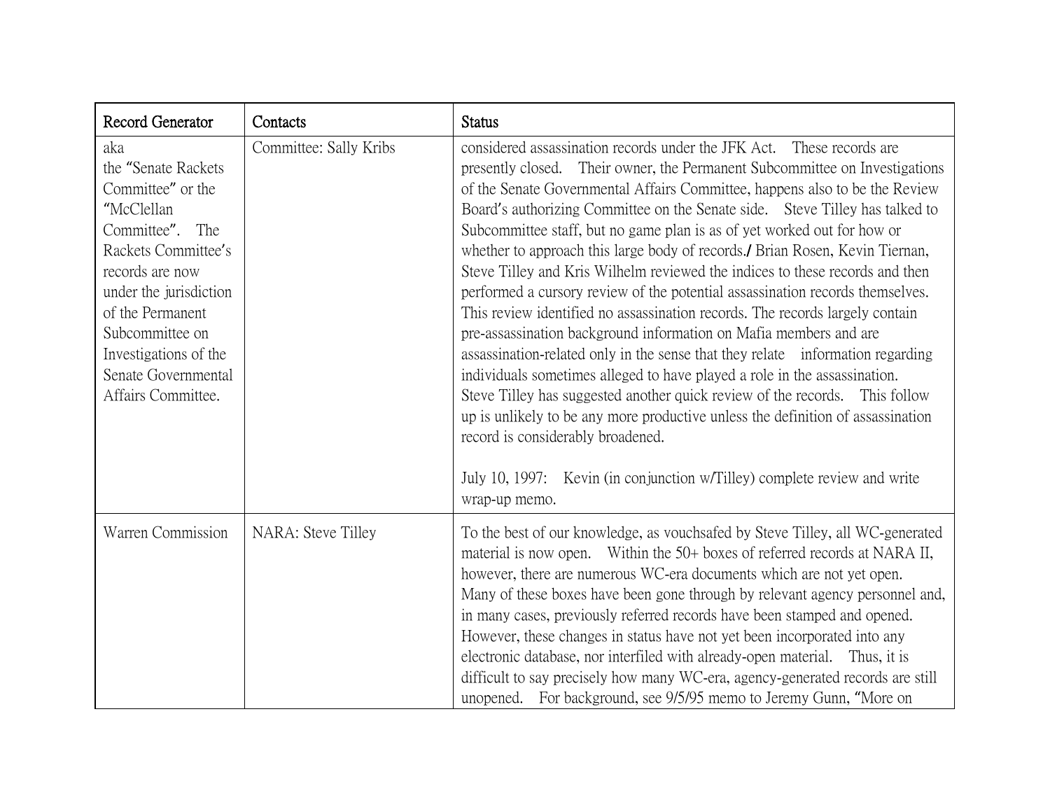| Record Generator | Contacts | Status |
|---|---|---|
| aka the "Senate Rackets Committee" or the "McClellan Committee". The Rackets Committee's records are now under the jurisdiction of the Permanent Subcommittee on Investigations of the Senate Governmental Affairs Committee. | Committee: Sally Kribs | considered assassination records under the JFK Act. These records are presently closed. Their owner, the Permanent Subcommittee on Investigations of the Senate Governmental Affairs Committee, happens also to be the Review Board's authorizing Committee on the Senate side. Steve Tilley has talked to Subcommittee staff, but no game plan is as of yet worked out for how or whether to approach this large body of records./ Brian Rosen, Kevin Tiernan, Steve Tilley and Kris Wilhelm reviewed the indices to these records and then performed a cursory review of the potential assassination records themselves. This review identified no assassination records. The records largely contain pre-assassination background information on Mafia members and are assassination-related only in the sense that they relate information regarding individuals sometimes alleged to have played a role in the assassination. Steve Tilley has suggested another quick review of the records. This follow up is unlikely to be any more productive unless the definition of assassination record is considerably broadened.<br><br>July 10, 1997: Kevin (in conjunction w/Tilley) complete review and write wrap-up memo. |
| Warren Commission | NARA: Steve Tilley | To the best of our knowledge, as vouchsafed by Steve Tilley, all WC-generated material is now open. Within the 50+ boxes of referred records at NARA II, however, there are numerous WC-era documents which are not yet open. Many of these boxes have been gone through by relevant agency personnel and, in many cases, previously referred records have been stamped and opened. However, these changes in status have not yet been incorporated into any electronic database, nor interfiled with already-open material. Thus, it is difficult to say precisely how many WC-era, agency-generated records are still unopened. For background, see 9/5/95 memo to Jeremy Gunn, "More on |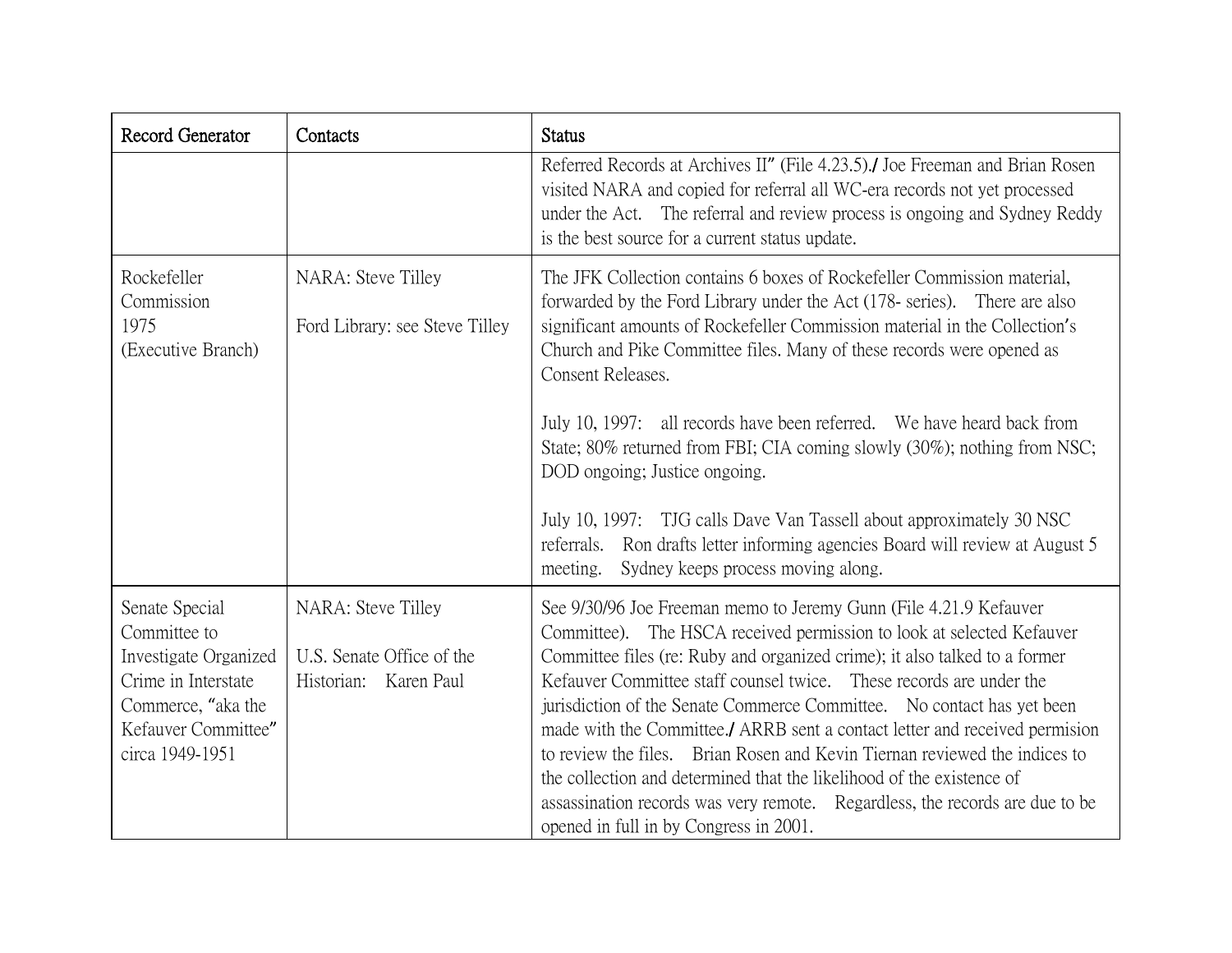| Record Generator | Contacts | Status |
|---|---|---|
| | | Referred Records at Archives II" (File 4.23.5)./ Joe Freeman and Brian Rosen visited NARA and copied for referral all WC-era records not yet processed under the Act. The referral and review process is ongoing and Sydney Reddy is the best source for a current status update. |
| Rockefeller Commission 1975 (Executive Branch) | NARA: Steve Tilley<br><br>Ford Library: see Steve Tilley | The JFK Collection contains 6 boxes of Rockefeller Commission material, forwarded by the Ford Library under the Act (178- series). There are also significant amounts of Rockefeller Commission material in the Collection's Church and Pike Committee files. Many of these records were opened as Consent Releases.<br><br>July 10, 1997: all records have been referred. We have heard back from State; 80% returned from FBI; CIA coming slowly (30%); nothing from NSC; DOD ongoing; Justice ongoing.<br><br>July 10, 1997: TJG calls Dave Van Tassell about approximately 30 NSC referrals. Ron drafts letter informing agencies Board will review at August 5 meeting. Sydney keeps process moving along. |
| Senate Special Committee to Investigate Organized Crime in Interstate Commerce, "aka the Kefauver Committee" circa 1949-1951 | NARA: Steve Tilley<br><br>U.S. Senate Office of the Historian: Karen Paul | See 9/30/96 Joe Freeman memo to Jeremy Gunn (File 4.21.9 Kefauver Committee). The HSCA received permission to look at selected Kefauver Committee files (re: Ruby and organized crime); it also talked to a former Kefauver Committee staff counsel twice. These records are under the jurisdiction of the Senate Commerce Committee. No contact has yet been made with the Committee./ ARRB sent a contact letter and received permision to review the files. Brian Rosen and Kevin Tiernan reviewed the indices to the collection and determined that the likelihood of the existence of assassination records was very remote. Regardless, the records are due to be opened in full in by Congress in 2001. |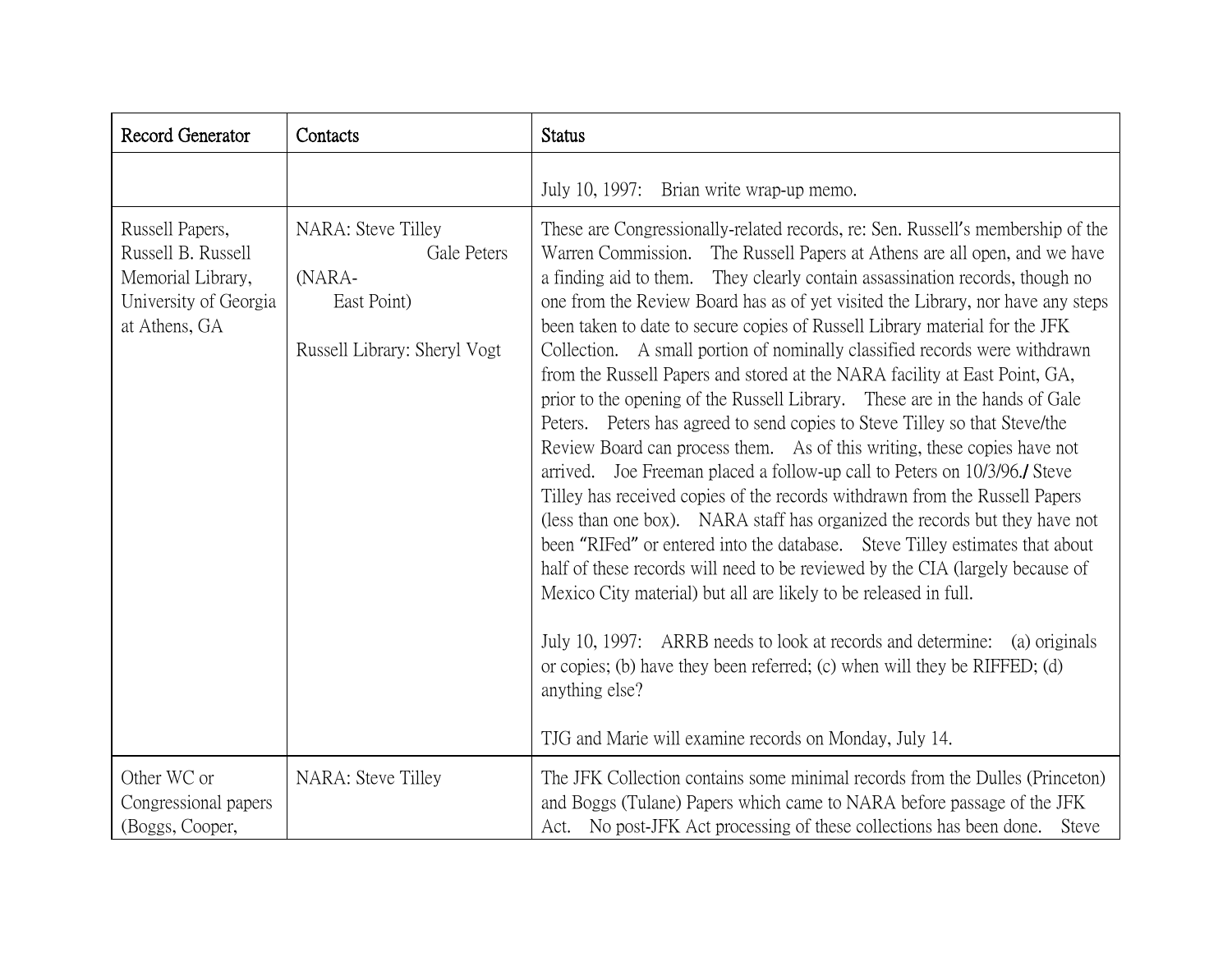| Record Generator | Contacts | Status |
|---|---|---|
| | | July 10, 1997: Brian write wrap-up memo. |
| Russell Papers, Russell B. Russell Memorial Library, University of Georgia at Athens, GA | NARA: Steve Tilley<br>Gale Peters (NARA-East Point)<br><br>Russell Library: Sheryl Vogt | These are Congressionally-related records, re: Sen. Russell's membership of the Warren Commission. The Russell Papers at Athens are all open, and we have a finding aid to them. They clearly contain assassination records, though no one from the Review Board has as of yet visited the Library, nor have any steps been taken to date to secure copies of Russell Library material for the JFK Collection. A small portion of nominally classified records were withdrawn from the Russell Papers and stored at the NARA facility at East Point, GA, prior to the opening of the Russell Library. These are in the hands of Gale Peters. Peters has agreed to send copies to Steve Tilley so that Steve/the Review Board can process them. As of this writing, these copies have not arrived. Joe Freeman placed a follow-up call to Peters on 10/3/96./ Steve Tilley has received copies of the records withdrawn from the Russell Papers (less than one box). NARA staff has organized the records but they have not been "RIFed" or entered into the database. Steve Tilley estimates that about half of these records will need to be reviewed by the CIA (largely because of Mexico City material) but all are likely to be released in full.<br><br>July 10, 1997: ARRB needs to look at records and determine: (a) originals or copies; (b) have they been referred; (c) when will they be RIFFED; (d) anything else?<br><br>TJG and Marie will examine records on Monday, July 14. |
| Other WC or Congressional papers (Boggs, Cooper, | NARA: Steve Tilley | The JFK Collection contains some minimal records from the Dulles (Princeton) and Boggs (Tulane) Papers which came to NARA before passage of the JFK Act. No post-JFK Act processing of these collections has been done. Steve |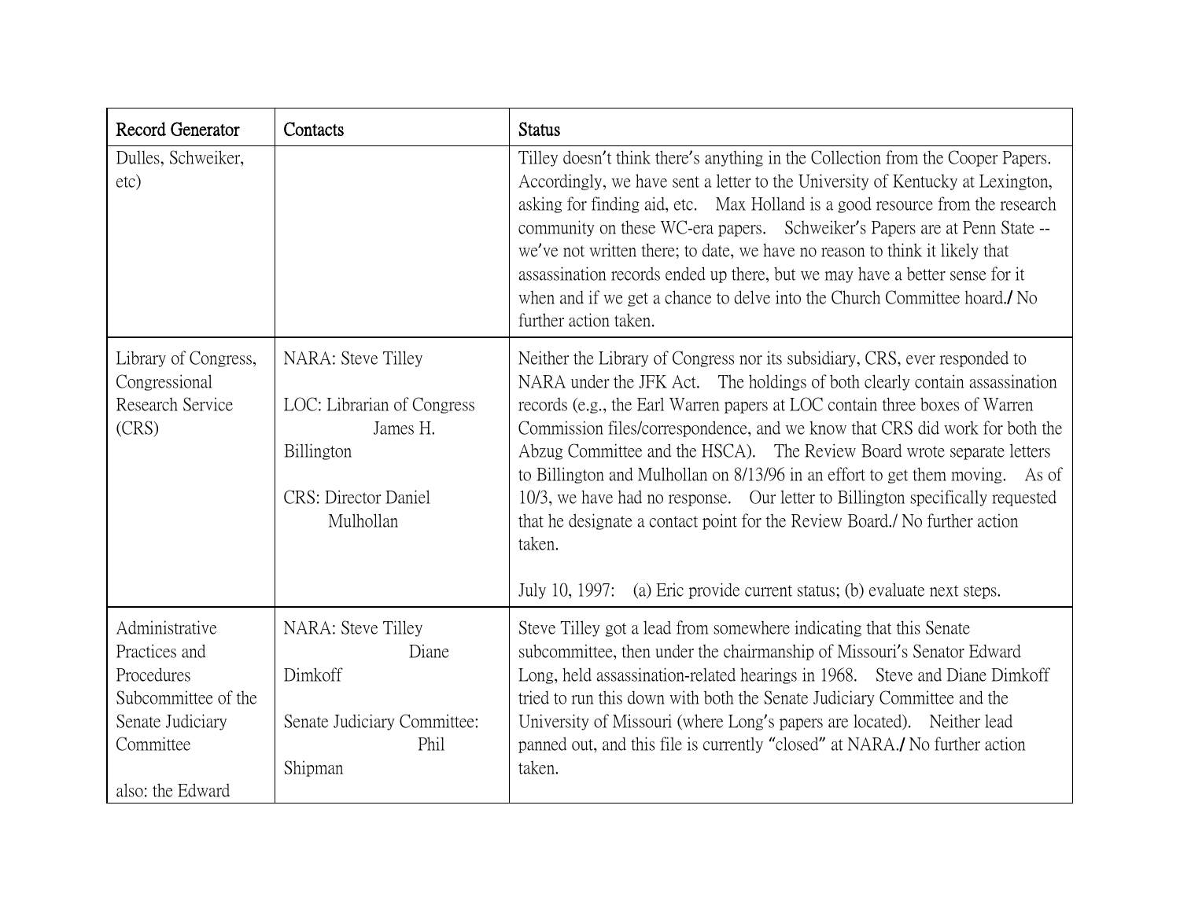| Record Generator | Contacts | Status |
|---|---|---|
| Dulles, Schweiker, etc) | | Tilley doesn't think there's anything in the Collection from the Cooper Papers. Accordingly, we have sent a letter to the University of Kentucky at Lexington, asking for finding aid, etc. Max Holland is a good resource from the research community on these WC-era papers. Schweiker's Papers are at Penn State -- we've not written there; to date, we have no reason to think it likely that assassination records ended up there, but we may have a better sense for it when and if we get a chance to delve into the Church Committee hoard./ No further action taken. |
| Library of Congress, Congressional Research Service (CRS) | NARA: Steve Tilley<br><br>LOC: Librarian of Congress James H. Billington<br><br>CRS: Director Daniel Mulhollan | Neither the Library of Congress nor its subsidiary, CRS, ever responded to NARA under the JFK Act. The holdings of both clearly contain assassination records (e.g., the Earl Warren papers at LOC contain three boxes of Warren Commission files/correspondence, and we know that CRS did work for both the Abzug Committee and the HSCA). The Review Board wrote separate letters to Billington and Mulhollan on 8/13/96 in an effort to get them moving. As of 10/3, we have had no response. Our letter to Billington specifically requested that he designate a contact point for the Review Board./ No further action taken.<br><br>July 10, 1997: (a) Eric provide current status; (b) evaluate next steps. |
| Administrative Practices and Procedures Subcommittee of the Senate Judiciary Committee<br><br>also: the Edward | NARA: Steve Tilley<br>Diane Dimkoff<br><br>Senate Judiciary Committee: Phil Shipman | Steve Tilley got a lead from somewhere indicating that this Senate subcommittee, then under the chairmanship of Missouri's Senator Edward Long, held assassination-related hearings in 1968. Steve and Diane Dimkoff tried to run this down with both the Senate Judiciary Committee and the University of Missouri (where Long's papers are located). Neither lead panned out, and this file is currently "closed" at NARA./ No further action taken. |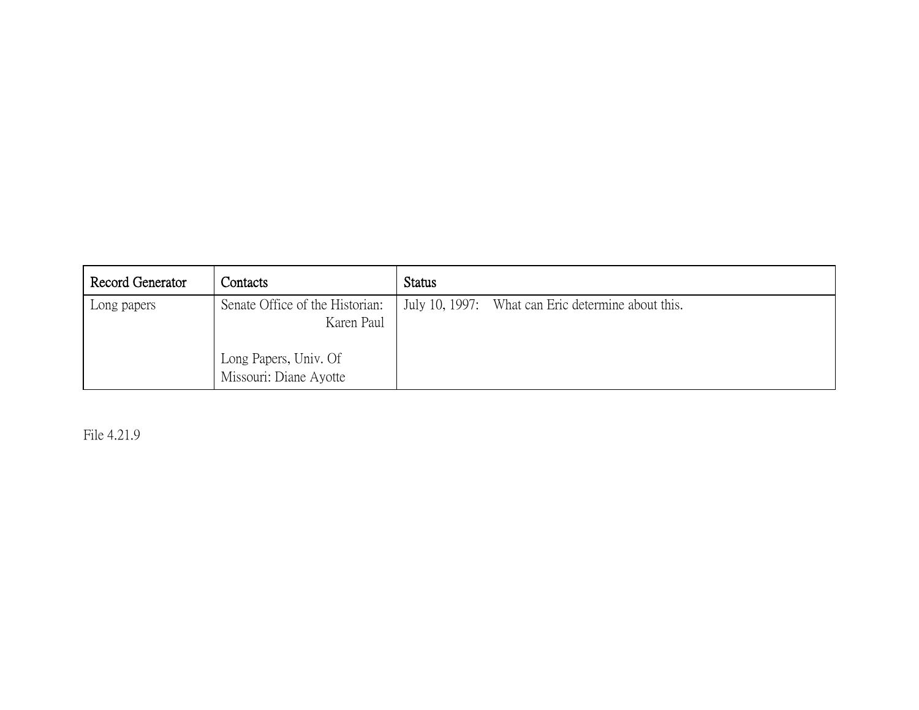| Record Generator | Contacts | Status |
|---|---|---|
| Long papers | Senate Office of the Historian: Karen Paul<br><br>Long Papers, Univ. Of Missouri: Diane Ayotte | July 10, 1997: What can Eric determine about this. |

File 4.21.9